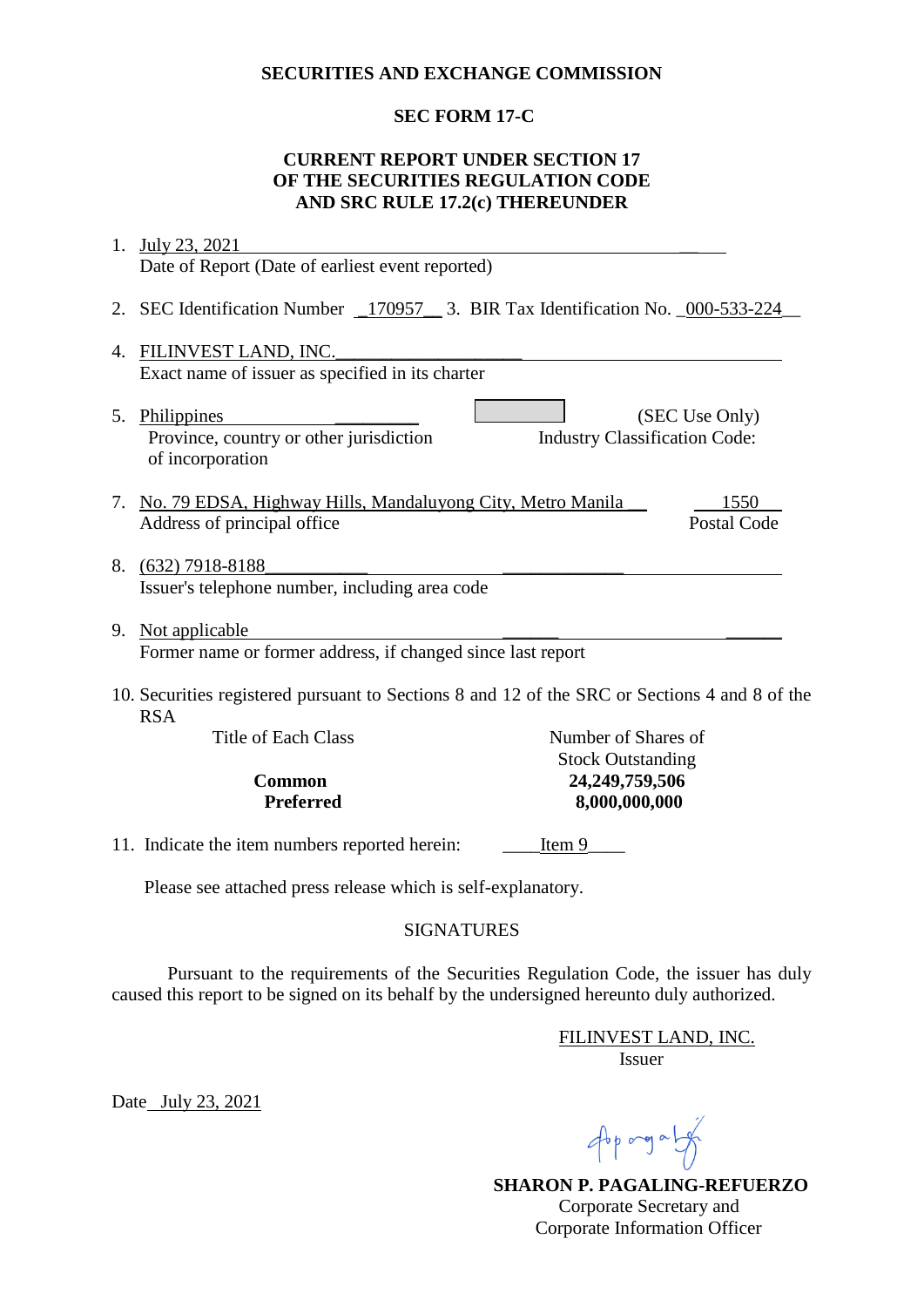**SECURITIES AND EXCHANGE COMMISSION**

**SEC FORM 17-C**

**CURRENT REPORT UNDER SECTION 17
OF THE SECURITIES REGULATION CODE
AND SRC RULE 17.2(c) THEREUNDER**

1. July 23, 2021
   Date of Report (Date of earliest event reported)

2. SEC Identification Number 170957 3. BIR Tax Identification No. 000-533-224

4. FILINVEST LAND, INC.
   Exact name of issuer as specified in its charter

5. Philippines
   Province, country or other jurisdiction of incorporation

   (SEC Use Only)
   Industry Classification Code:

7. No. 79 EDSA, Highway Hills, Mandaluyong City, Metro Manila — 1550
   Address of principal office — Postal Code

8. (632) 7918-8188
   Issuer's telephone number, including area code

9. Not applicable
   Former name or former address, if changed since last report

10. Securities registered pursuant to Sections 8 and 12 of the SRC or Sections 4 and 8 of the RSA

| Title of Each Class | Number of Shares of Stock Outstanding |
|---|---|
| **Common** | **24,249,759,506** |
| **Preferred** | **8,000,000,000** |

11. Indicate the item numbers reported herein: Item 9

Please see attached press release which is self-explanatory.

SIGNATURES

Pursuant to the requirements of the Securities Regulation Code, the issuer has duly caused this report to be signed on its behalf by the undersigned hereunto duly authorized.

FILINVEST LAND, INC.
Issuer

Date July 23, 2021

**SHARON P. PAGALING-REFUERZO**
Corporate Secretary and
Corporate Information Officer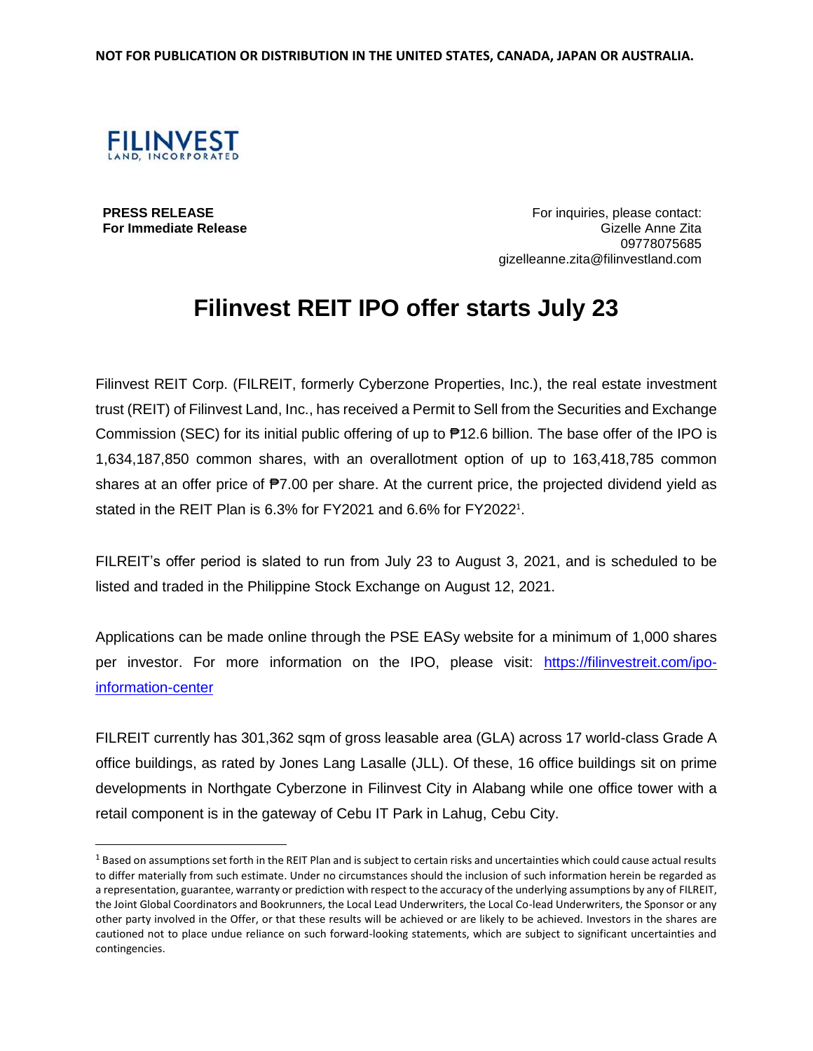**NOT FOR PUBLICATION OR DISTRIBUTION IN THE UNITED STATES, CANADA, JAPAN OR AUSTRALIA.**

FILINVEST
LAND, INCORPORATED

**PRESS RELEASE**
**For Immediate Release**

For inquiries, please contact:
Gizelle Anne Zita
09778075685
gizelleanne.zita@filinvestland.com

# Filinvest REIT IPO offer starts July 23

Filinvest REIT Corp. (FILREIT, formerly Cyberzone Properties, Inc.), the real estate investment trust (REIT) of Filinvest Land, Inc., has received a Permit to Sell from the Securities and Exchange Commission (SEC) for its initial public offering of up to ₱12.6 billion. The base offer of the IPO is 1,634,187,850 common shares, with an overallotment option of up to 163,418,785 common shares at an offer price of ₱7.00 per share. At the current price, the projected dividend yield as stated in the REIT Plan is 6.3% for FY2021 and 6.6% for FY2022[1].

FILREIT's offer period is slated to run from July 23 to August 3, 2021, and is scheduled to be listed and traded in the Philippine Stock Exchange on August 12, 2021.

Applications can be made online through the PSE EASy website for a minimum of 1,000 shares per investor. For more information on the IPO, please visit: [https://filinvestreit.com/ipo-information-center](https://filinvestreit.com/ipo-information-center)

FILREIT currently has 301,362 sqm of gross leasable area (GLA) across 17 world-class Grade A office buildings, as rated by Jones Lang Lasalle (JLL). Of these, 16 office buildings sit on prime developments in Northgate Cyberzone in Filinvest City in Alabang while one office tower with a retail component is in the gateway of Cebu IT Park in Lahug, Cebu City.

---

[1] Based on assumptions set forth in the REIT Plan and is subject to certain risks and uncertainties which could cause actual results to differ materially from such estimate. Under no circumstances should the inclusion of such information herein be regarded as a representation, guarantee, warranty or prediction with respect to the accuracy of the underlying assumptions by any of FILREIT, the Joint Global Coordinators and Bookrunners, the Local Lead Underwriters, the Local Co-lead Underwriters, the Sponsor or any other party involved in the Offer, or that these results will be achieved or are likely to be achieved. Investors in the shares are cautioned not to place undue reliance on such forward-looking statements, which are subject to significant uncertainties and contingencies.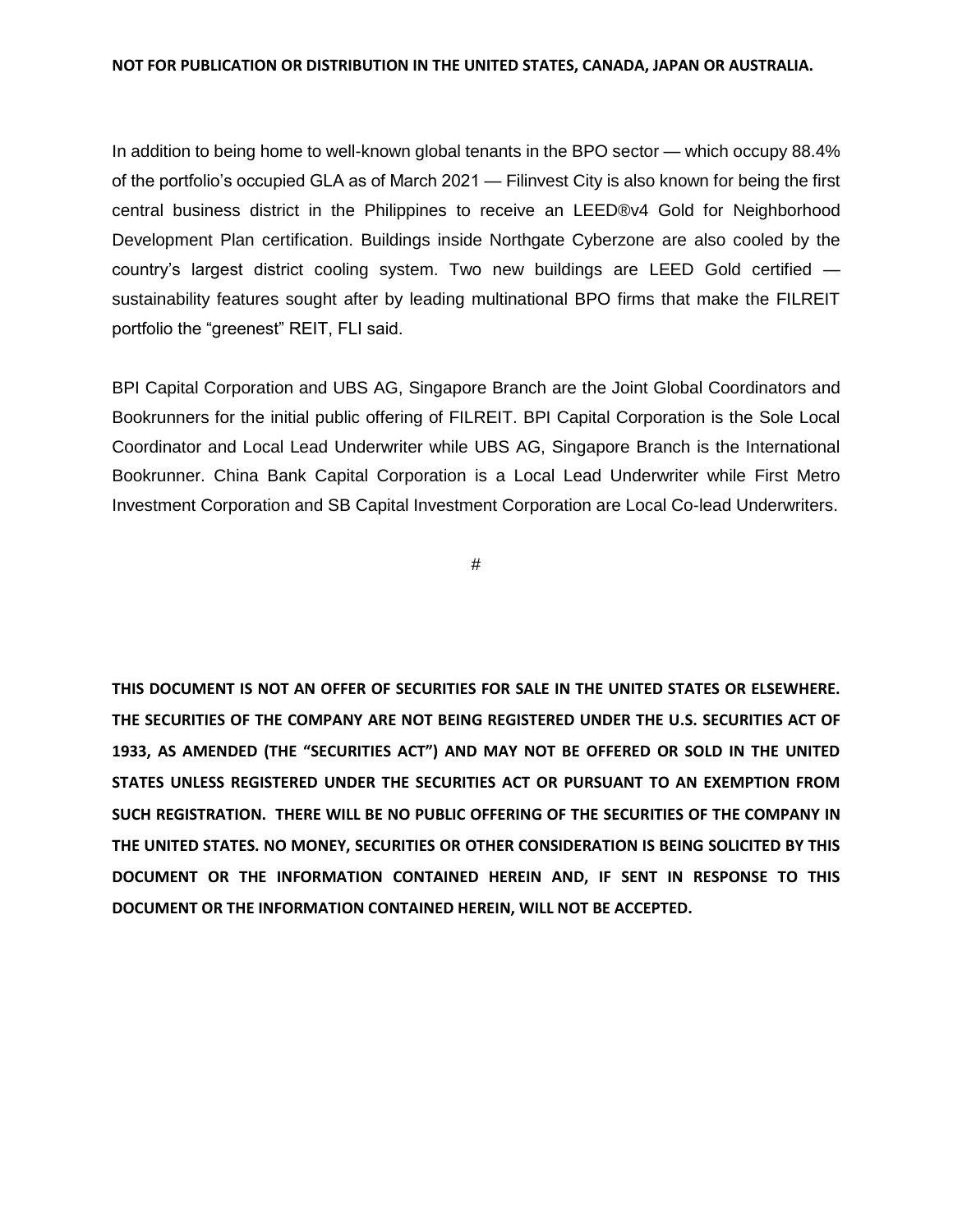**NOT FOR PUBLICATION OR DISTRIBUTION IN THE UNITED STATES, CANADA, JAPAN OR AUSTRALIA.**

In addition to being home to well-known global tenants in the BPO sector — which occupy 88.4% of the portfolio's occupied GLA as of March 2021 — Filinvest City is also known for being the first central business district in the Philippines to receive an LEED®v4 Gold for Neighborhood Development Plan certification. Buildings inside Northgate Cyberzone are also cooled by the country's largest district cooling system. Two new buildings are LEED Gold certified — sustainability features sought after by leading multinational BPO firms that make the FILREIT portfolio the "greenest" REIT, FLI said.

BPI Capital Corporation and UBS AG, Singapore Branch are the Joint Global Coordinators and Bookrunners for the initial public offering of FILREIT. BPI Capital Corporation is the Sole Local Coordinator and Local Lead Underwriter while UBS AG, Singapore Branch is the International Bookrunner. China Bank Capital Corporation is a Local Lead Underwriter while First Metro Investment Corporation and SB Capital Investment Corporation are Local Co-lead Underwriters.

#

**THIS DOCUMENT IS NOT AN OFFER OF SECURITIES FOR SALE IN THE UNITED STATES OR ELSEWHERE. THE SECURITIES OF THE COMPANY ARE NOT BEING REGISTERED UNDER THE U.S. SECURITIES ACT OF 1933, AS AMENDED (THE "SECURITIES ACT") AND MAY NOT BE OFFERED OR SOLD IN THE UNITED STATES UNLESS REGISTERED UNDER THE SECURITIES ACT OR PURSUANT TO AN EXEMPTION FROM SUCH REGISTRATION. THERE WILL BE NO PUBLIC OFFERING OF THE SECURITIES OF THE COMPANY IN THE UNITED STATES. NO MONEY, SECURITIES OR OTHER CONSIDERATION IS BEING SOLICITED BY THIS DOCUMENT OR THE INFORMATION CONTAINED HEREIN AND, IF SENT IN RESPONSE TO THIS DOCUMENT OR THE INFORMATION CONTAINED HEREIN, WILL NOT BE ACCEPTED.**